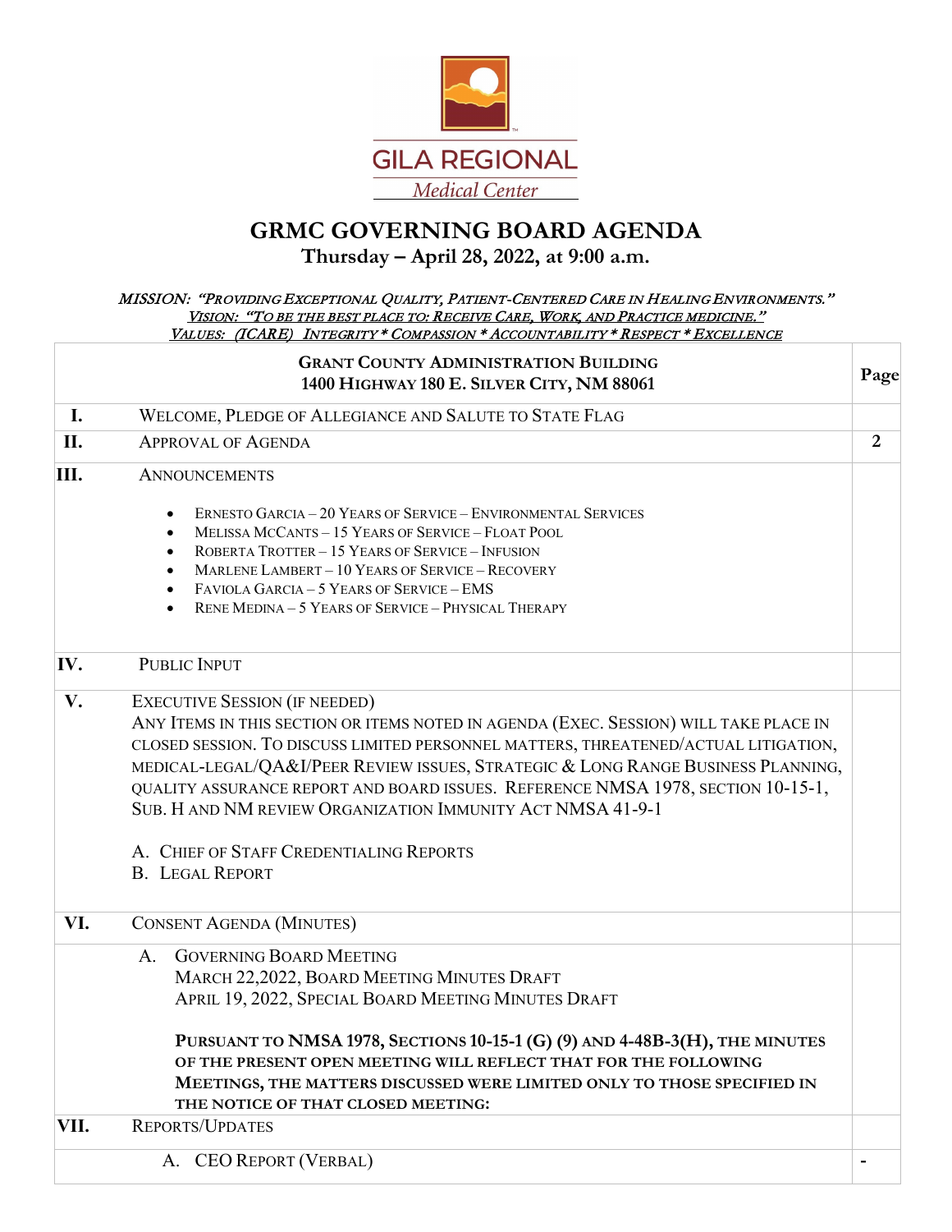GILA REGIONAL

Medical Center

# GRMC GOVERNING BOARD AGENDA

**Thursday – April 28, 2022, at 9:00 a.m.**

*MISSION: "PROVIDING EXCEPTIONAL QUALITY, PATIENT-CENTERED CARE IN HEALING ENVIRONMENTS."*
*VISION: "TO BE THE BEST PLACE TO: RECEIVE CARE, WORK, AND PRACTICE MEDICINE."*
*VALUES: (ICARE) INTEGRITY * COMPASSION * ACCOUNTABILITY * RESPECT * EXCELLENCE*

| | **GRANT COUNTY ADMINISTRATION BUILDING**<br>**1400 HIGHWAY 180 E. SILVER CITY, NM 88061** | **Page** |
|---|---|---|
| **I.** | WELCOME, PLEDGE OF ALLEGIANCE AND SALUTE TO STATE FLAG | |
| **II.** | APPROVAL OF AGENDA | **2** |
| **III.** | ANNOUNCEMENTS<br>• ERNESTO GARCIA – 20 YEARS OF SERVICE – ENVIRONMENTAL SERVICES<br>• MELISSA MCCANTS – 15 YEARS OF SERVICE – FLOAT POOL<br>• ROBERTA TROTTER – 15 YEARS OF SERVICE – INFUSION<br>• MARLENE LAMBERT – 10 YEARS OF SERVICE – RECOVERY<br>• FAVIOLA GARCIA – 5 YEARS OF SERVICE – EMS<br>• RENE MEDINA – 5 YEARS OF SERVICE – PHYSICAL THERAPY | |
| **IV.** | PUBLIC INPUT | |
| **V.** | EXECUTIVE SESSION (IF NEEDED)<br>ANY ITEMS IN THIS SECTION OR ITEMS NOTED IN AGENDA (EXEC. SESSION) WILL TAKE PLACE IN CLOSED SESSION. TO DISCUSS LIMITED PERSONNEL MATTERS, THREATENED/ACTUAL LITIGATION, MEDICAL-LEGAL/QA&I/PEER REVIEW ISSUES, STRATEGIC & LONG RANGE BUSINESS PLANNING, QUALITY ASSURANCE REPORT AND BOARD ISSUES. REFERENCE NMSA 1978, SECTION 10-15-1, SUB. H AND NM REVIEW ORGANIZATION IMMUNITY ACT NMSA 41-9-1<br><br>A. CHIEF OF STAFF CREDENTIALING REPORTS<br>B. LEGAL REPORT | |
| **VI.** | CONSENT AGENDA (MINUTES) | |
| | A. GOVERNING BOARD MEETING<br>MARCH 22,2022, BOARD MEETING MINUTES DRAFT<br>APRIL 19, 2022, SPECIAL BOARD MEETING MINUTES DRAFT<br><br>**PURSUANT TO NMSA 1978, SECTIONS 10-15-1 (G) (9) AND 4-48B-3(H), THE MINUTES OF THE PRESENT OPEN MEETING WILL REFLECT THAT FOR THE FOLLOWING MEETINGS, THE MATTERS DISCUSSED WERE LIMITED ONLY TO THOSE SPECIFIED IN THE NOTICE OF THAT CLOSED MEETING:** | |
| **VII.** | REPORTS/UPDATES | |
| | A. CEO REPORT (VERBAL) | **-** |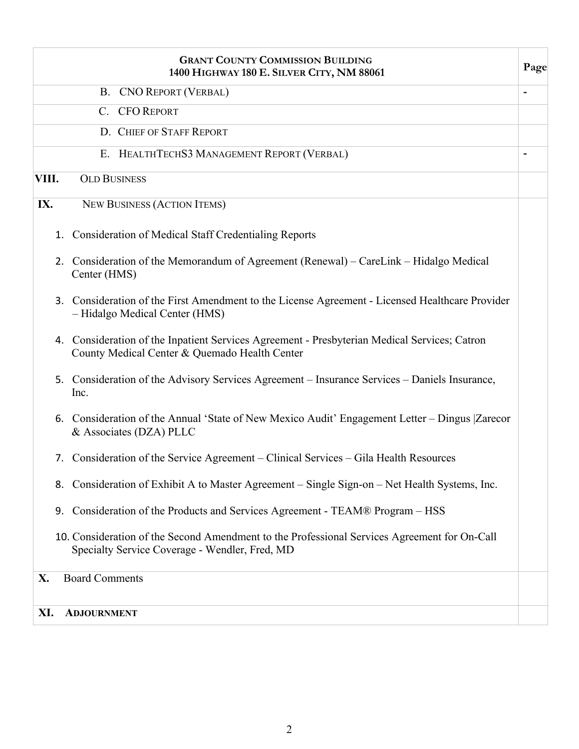| GRANT COUNTY COMMISSION BUILDING<br>1400 HIGHWAY 180 E. SILVER CITY, NM 88061 | Page |
|---|---|
| B. CNO REPORT (VERBAL) | - |
| C. CFO REPORT | |
| D. CHIEF OF STAFF REPORT | |
| E. HEALTHTECHS3 MANAGEMENT REPORT (VERBAL) | - |
| **VIII.** OLD BUSINESS | |
| **IX.** NEW BUSINESS (ACTION ITEMS)<br><br>1. Consideration of Medical Staff Credentialing Reports<br><br>2. Consideration of the Memorandum of Agreement (Renewal) – CareLink – Hidalgo Medical Center (HMS)<br><br>3. Consideration of the First Amendment to the License Agreement - Licensed Healthcare Provider – Hidalgo Medical Center (HMS)<br><br>4. Consideration of the Inpatient Services Agreement - Presbyterian Medical Services; Catron County Medical Center & Quemado Health Center<br><br>5. Consideration of the Advisory Services Agreement – Insurance Services – Daniels Insurance, Inc.<br><br>6. Consideration of the Annual 'State of New Mexico Audit' Engagement Letter – Dingus \|Zarecor & Associates (DZA) PLLC<br><br>7. Consideration of the Service Agreement – Clinical Services – Gila Health Resources<br><br>8. Consideration of Exhibit A to Master Agreement – Single Sign-on – Net Health Systems, Inc.<br><br>9. Consideration of the Products and Services Agreement - TEAM® Program – HSS<br><br>10. Consideration of the Second Amendment to the Professional Services Agreement for On-Call Specialty Service Coverage - Wendler, Fred, MD | |
| **X.** Board Comments | |
| **XI.** **ADJOURNMENT** | |